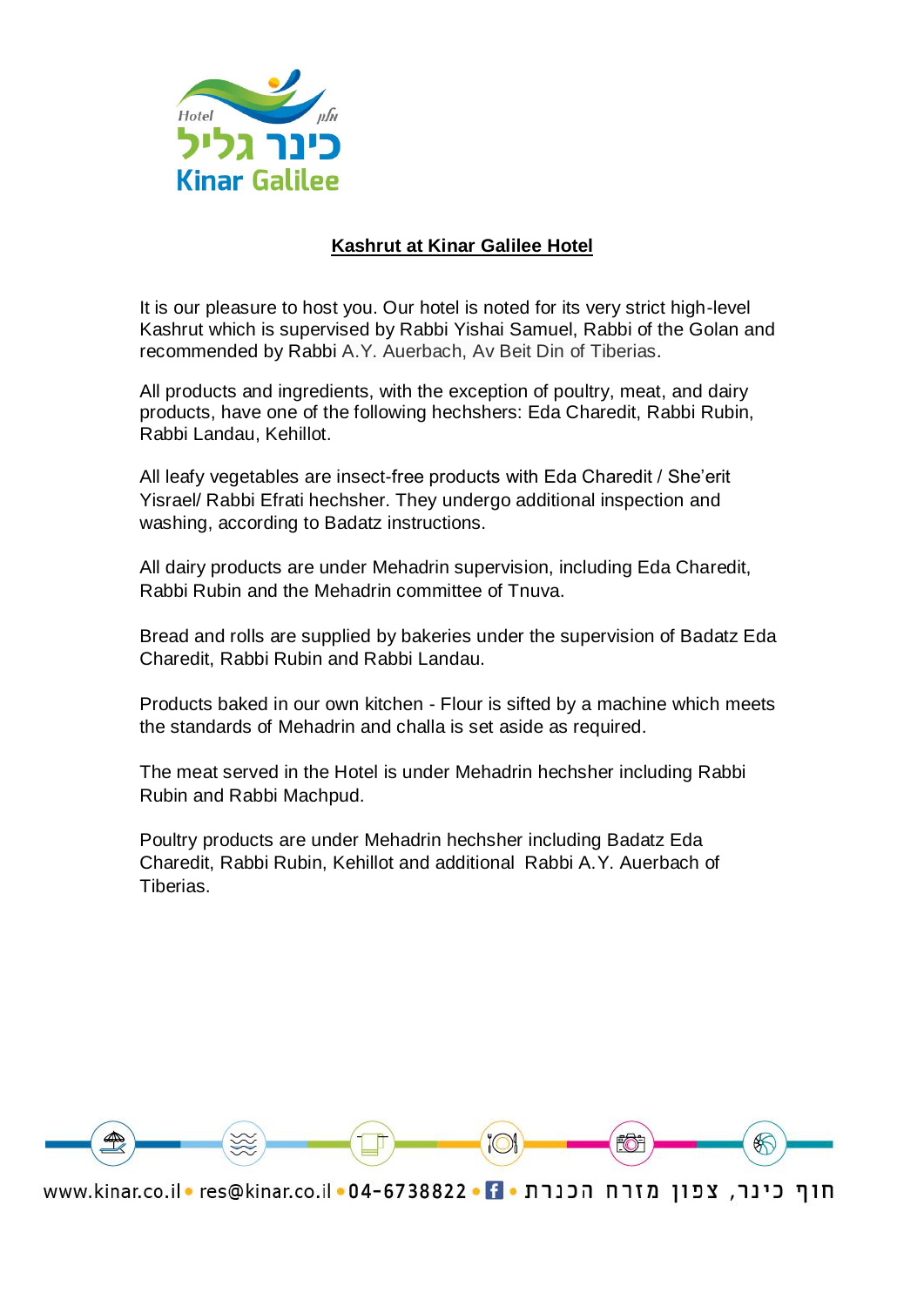# Kashrut at Kinar Galilee Hotel

It is our pleasure to host you. Our hotel is noted for its very strict high-level Kashrut which is supervised by Rabbi Yishai Samuel, Rabbi of the Golan and recommended by Rabbi A.Y. Auerbach, Av Beit Din of Tiberias.

All products and ingredients, with the exception of poultry, meat, and dairy products, have one of the following hechshers: Eda Charedit, Rabbi Rubin, Rabbi Landau, Kehillot.

All leafy vegetables are insect-free products with Eda Charedit / She'erit Yisrael/ Rabbi Efrati hechsher. They undergo additional inspection and washing, according to Badatz instructions.

All dairy products are under Mehadrin supervision, including Eda Charedit, Rabbi Rubin and the Mehadrin committee of Tnuva.

Bread and rolls are supplied by bakeries under the supervision of Badatz Eda Charedit, Rabbi Rubin and Rabbi Landau.

Products baked in our own kitchen - Flour is sifted by a machine which meets the standards of Mehadrin and challa is set aside as required.

The meat served in the Hotel is under Mehadrin hechsher including Rabbi Rubin and Rabbi Machpud.

Poultry products are under Mehadrin hechsher including Badatz Eda Charedit, Rabbi Rubin, Kehillot and additional Rabbi A.Y. Auerbach of Tiberias.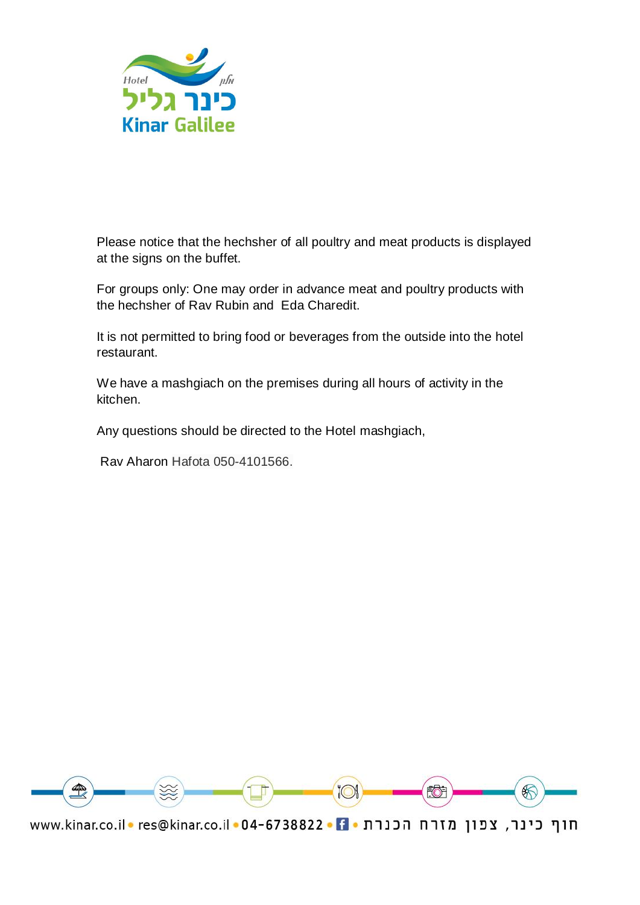Please notice that the hechsher of all poultry and meat products is displayed at the signs on the buffet.

For groups only: One may order in advance meat and poultry products with the hechsher of Rav Rubin and Eda Charedit.

It is not permitted to bring food or beverages from the outside into the hotel restaurant.

We have a mashgiach on the premises during all hours of activity in the kitchen.

Any questions should be directed to the Hotel mashgiach,

Rav Aharon Hafota 050-4101566.